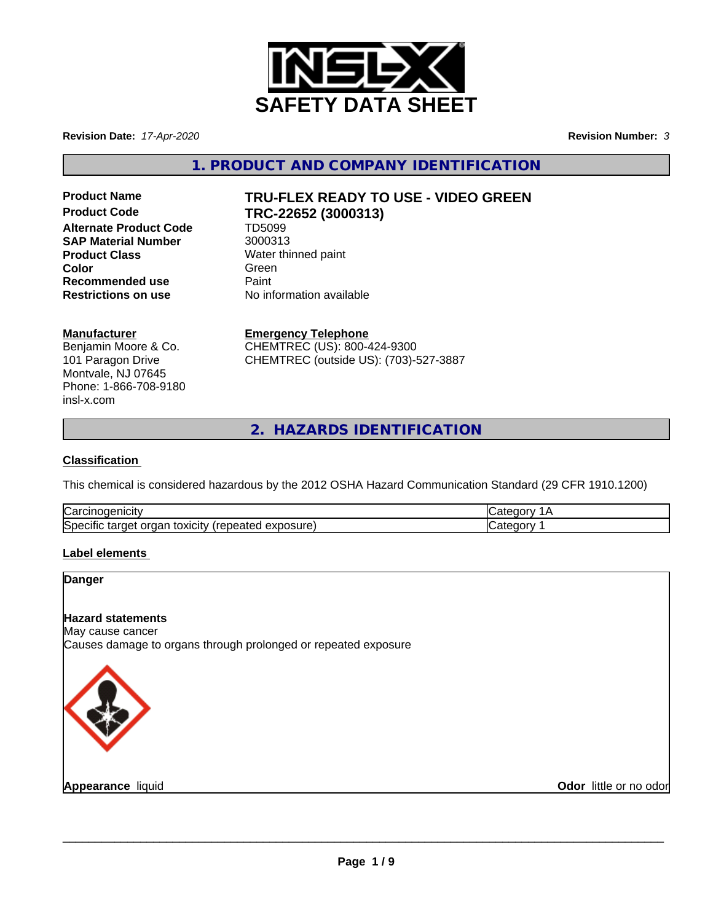INSL-X

# SAFETY DATA SHEET

**Revision Date:** *17-Apr-2020* **Revision Number:** *3*

## 1. PRODUCT AND COMPANY IDENTIFICATION

| | |
|---|---|
| **Product Name** | **TRU-FLEX READY TO USE - VIDEO GREEN** |
| **Product Code** | **TRC-22652 (3000313)** |
| **Alternate Product Code** | TD5099 |
| **SAP Material Number** | 3000313 |
| **Product Class** | Water thinned paint |
| **Color** | Green |
| **Recommended use** | Paint |
| **Restrictions on use** | No information available |

**Manufacturer**
Benjamin Moore & Co.
101 Paragon Drive
Montvale, NJ 07645
Phone: 1-866-708-9180
insl-x.com

**Emergency Telephone**
CHEMTREC (US): 800-424-9300
CHEMTREC (outside US): (703)-527-3887

## 2. HAZARDS IDENTIFICATION

### Classification

This chemical is considered hazardous by the 2012 OSHA Hazard Communication Standard (29 CFR 1910.1200)

| | |
|---|---|
| Carcinogenicity | Category 1A |
| Specific target organ toxicity (repeated exposure) | Category 1 |

### Label elements

**Danger**

**Hazard statements**
May cause cancer
Causes damage to organs through prolonged or repeated exposure

**Appearance** liquid **Odor** little or no odor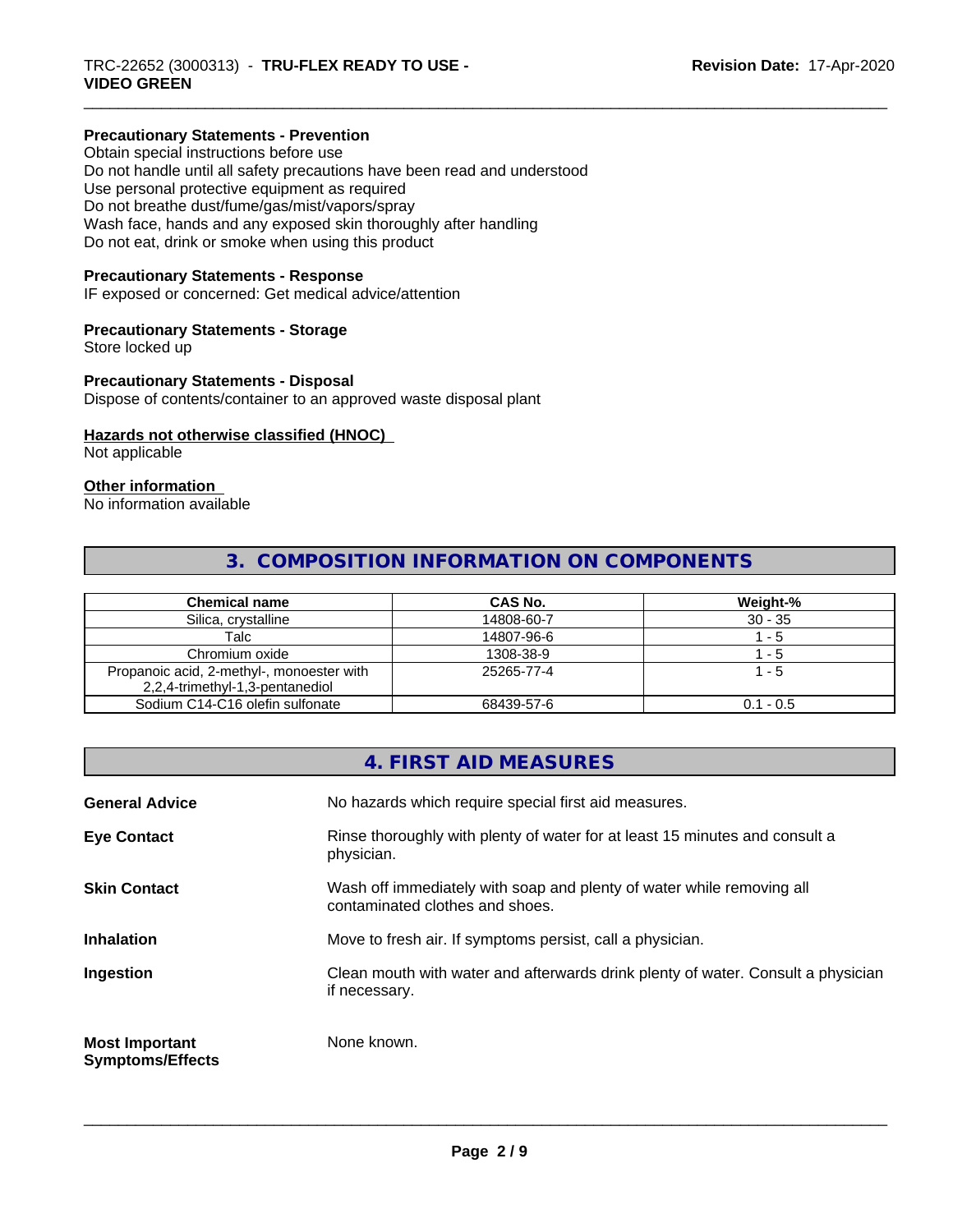**Precautionary Statements - Prevention**
Obtain special instructions before use
Do not handle until all safety precautions have been read and understood
Use personal protective equipment as required
Do not breathe dust/fume/gas/mist/vapors/spray
Wash face, hands and any exposed skin thoroughly after handling
Do not eat, drink or smoke when using this product

**Precautionary Statements - Response**
IF exposed or concerned: Get medical advice/attention

**Precautionary Statements - Storage**
Store locked up

**Precautionary Statements - Disposal**
Dispose of contents/container to an approved waste disposal plant

**Hazards not otherwise classified (HNOC)**
Not applicable

**Other information**
No information available

## 3. COMPOSITION INFORMATION ON COMPONENTS

| Chemical name | CAS No. | Weight-% |
|---|---|---|
| Silica, crystalline | 14808-60-7 | 30 - 35 |
| Talc | 14807-96-6 | 1 - 5 |
| Chromium oxide | 1308-38-9 | 1 - 5 |
| Propanoic acid, 2-methyl-, monoester with 2,2,4-trimethyl-1,3-pentanediol | 25265-77-4 | 1 - 5 |
| Sodium C14-C16 olefin sulfonate | 68439-57-6 | 0.1 - 0.5 |

## 4. FIRST AID MEASURES

**General Advice** No hazards which require special first aid measures.

**Eye Contact** Rinse thoroughly with plenty of water for at least 15 minutes and consult a physician.

**Skin Contact** Wash off immediately with soap and plenty of water while removing all contaminated clothes and shoes.

**Inhalation** Move to fresh air. If symptoms persist, call a physician.

**Ingestion** Clean mouth with water and afterwards drink plenty of water. Consult a physician if necessary.

**Most Important Symptoms/Effects** None known.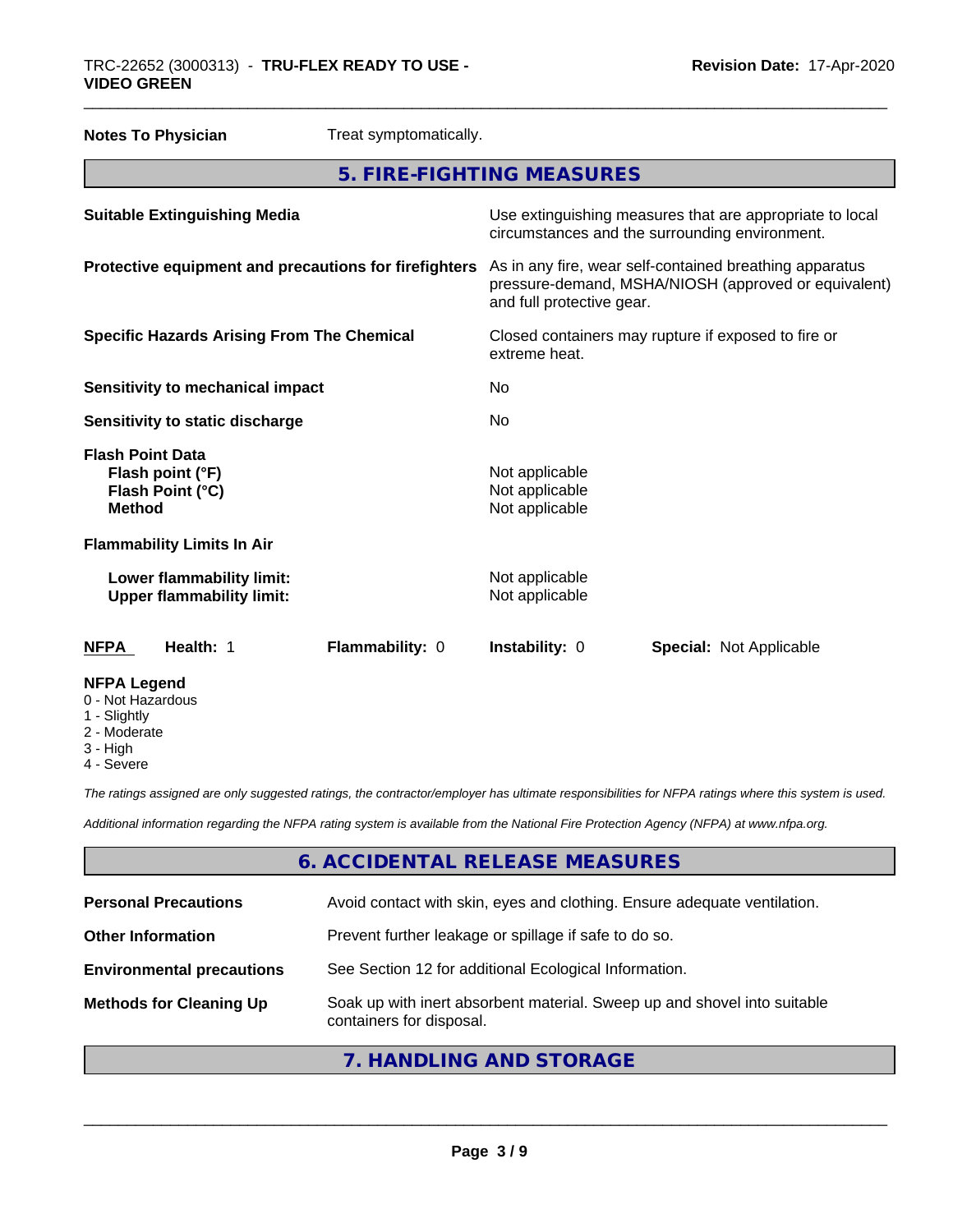**Notes To Physician** Treat symptomatically.

## 5. FIRE-FIGHTING MEASURES

| | |
|---|---|
| **Suitable Extinguishing Media** | Use extinguishing measures that are appropriate to local circumstances and the surrounding environment. |
| **Protective equipment and precautions for firefighters** | As in any fire, wear self-contained breathing apparatus pressure-demand, MSHA/NIOSH (approved or equivalent) and full protective gear. |
| **Specific Hazards Arising From The Chemical** | Closed containers may rupture if exposed to fire or extreme heat. |
| **Sensitivity to mechanical impact** | No |
| **Sensitivity to static discharge** | No |

**Flash Point Data**

| | |
|---|---|
| **Flash point (°F)** | Not applicable |
| **Flash Point (°C)** | Not applicable |
| **Method** | Not applicable |

**Flammability Limits In Air**

| | |
|---|---|
| **Lower flammability limit:** | Not applicable |
| **Upper flammability limit:** | Not applicable |

| **NFPA** | **Health:** 1 | **Flammability:** 0 | **Instability:** 0 | **Special:** Not Applicable |
|---|---|---|---|---|

**NFPA Legend**
- 0 - Not Hazardous
- 1 - Slightly
- 2 - Moderate
- 3 - High
- 4 - Severe

*The ratings assigned are only suggested ratings, the contractor/employer has ultimate responsibilities for NFPA ratings where this system is used.*

*Additional information regarding the NFPA rating system is available from the National Fire Protection Agency (NFPA) at www.nfpa.org.*

## 6. ACCIDENTAL RELEASE MEASURES

| | |
|---|---|
| **Personal Precautions** | Avoid contact with skin, eyes and clothing. Ensure adequate ventilation. |
| **Other Information** | Prevent further leakage or spillage if safe to do so. |
| **Environmental precautions** | See Section 12 for additional Ecological Information. |
| **Methods for Cleaning Up** | Soak up with inert absorbent material. Sweep up and shovel into suitable containers for disposal. |

## 7. HANDLING AND STORAGE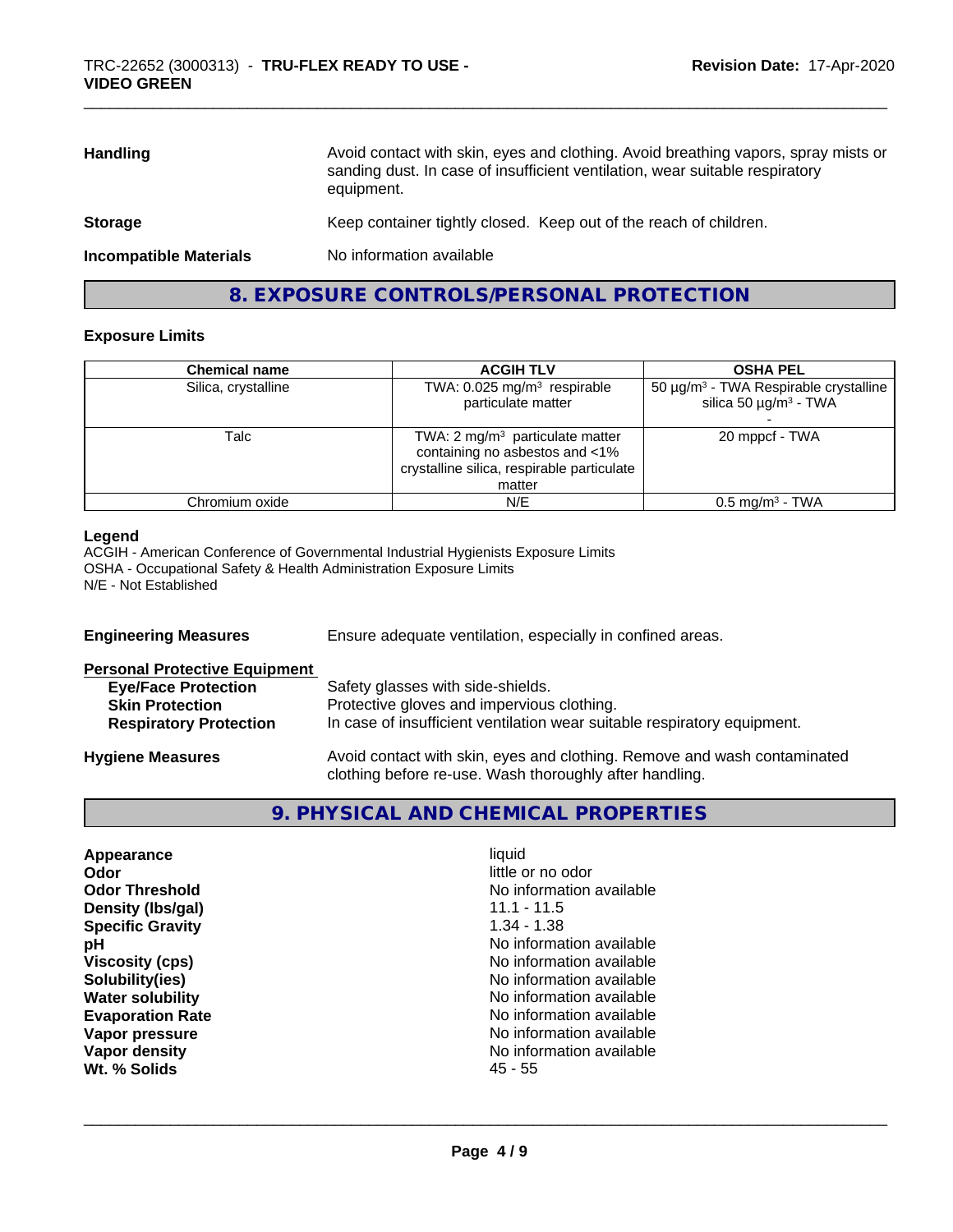| | |
|---|---|
| **Handling** | Avoid contact with skin, eyes and clothing. Avoid breathing vapors, spray mists or sanding dust. In case of insufficient ventilation, wear suitable respiratory equipment. |
| **Storage** | Keep container tightly closed. Keep out of the reach of children. |
| **Incompatible Materials** | No information available |

## 8. EXPOSURE CONTROLS/PERSONAL PROTECTION

### Exposure Limits

| Chemical name | ACGIH TLV | OSHA PEL |
|---|---|---|
| Silica, crystalline | TWA: 0.025 mg/m³ respirable particulate matter | 50 µg/m³ - TWA Respirable crystalline silica 50 µg/m³ - TWA - |
| Talc | TWA: 2 mg/m³ particulate matter containing no asbestos and <1% crystalline silica, respirable particulate matter | 20 mppcf - TWA |
| Chromium oxide | N/E | 0.5 mg/m³ - TWA |

**Legend**
ACGIH - American Conference of Governmental Industrial Hygienists Exposure Limits
OSHA - Occupational Safety & Health Administration Exposure Limits
N/E - Not Established

**Engineering Measures** Ensure adequate ventilation, especially in confined areas.

**Personal Protective Equipment**

- **Eye/Face Protection** Safety glasses with side-shields.
- **Skin Protection** Protective gloves and impervious clothing.
- **Respiratory Protection** In case of insufficient ventilation wear suitable respiratory equipment.

**Hygiene Measures** Avoid contact with skin, eyes and clothing. Remove and wash contaminated clothing before re-use. Wash thoroughly after handling.

## 9. PHYSICAL AND CHEMICAL PROPERTIES

| | |
|---|---|
| **Appearance** | liquid |
| **Odor** | little or no odor |
| **Odor Threshold** | No information available |
| **Density (lbs/gal)** | 11.1 - 11.5 |
| **Specific Gravity** | 1.34 - 1.38 |
| **pH** | No information available |
| **Viscosity (cps)** | No information available |
| **Solubility(ies)** | No information available |
| **Water solubility** | No information available |
| **Evaporation Rate** | No information available |
| **Vapor pressure** | No information available |
| **Vapor density** | No information available |
| **Wt. % Solids** | 45 - 55 |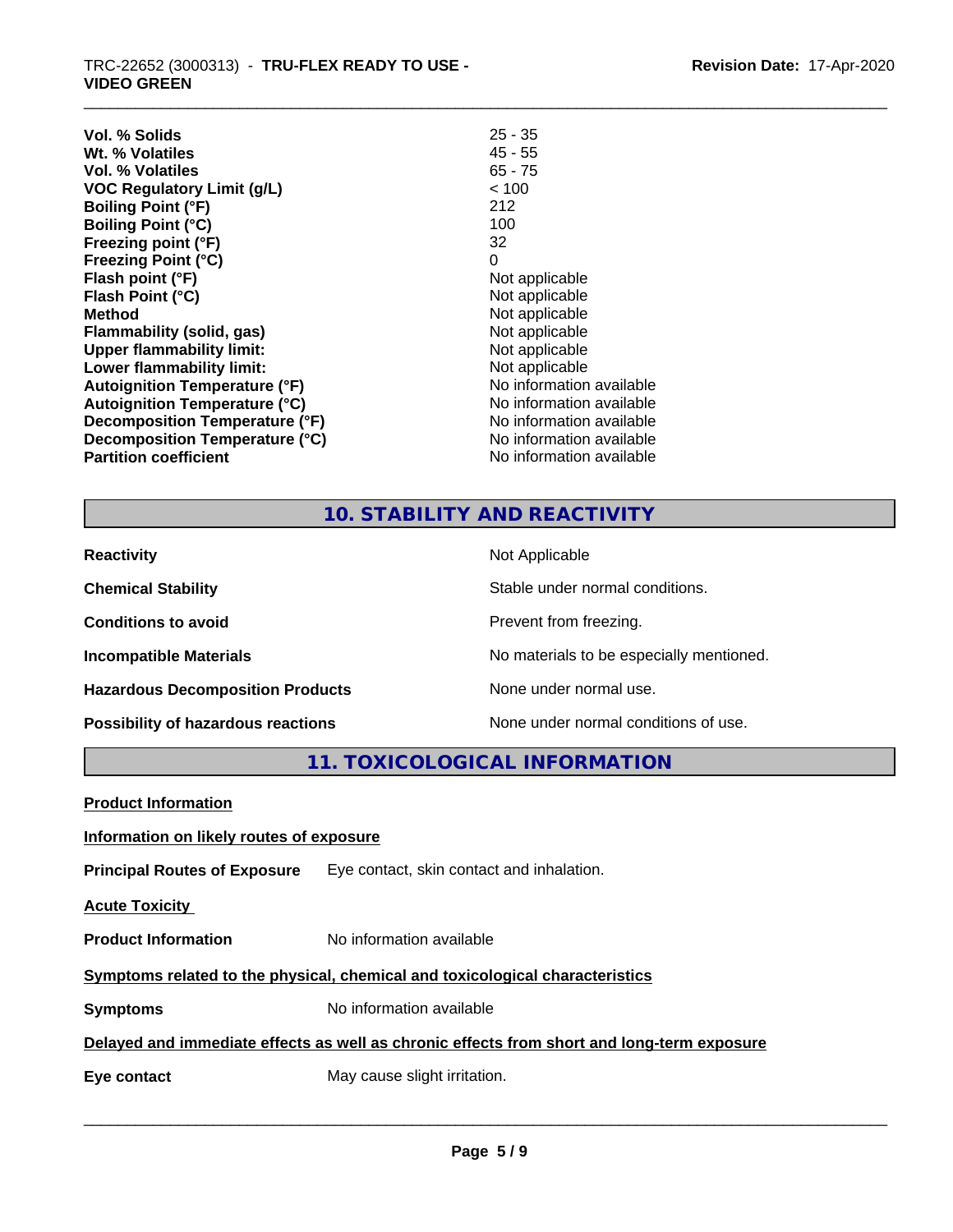| | |
|---|---|
| **Vol. % Solids** | 25 - 35 |
| **Wt. % Volatiles** | 45 - 55 |
| **Vol. % Volatiles** | 65 - 75 |
| **VOC Regulatory Limit (g/L)** | < 100 |
| **Boiling Point (°F)** | 212 |
| **Boiling Point (°C)** | 100 |
| **Freezing point (°F)** | 32 |
| **Freezing Point (°C)** | 0 |
| **Flash point (°F)** | Not applicable |
| **Flash Point (°C)** | Not applicable |
| **Method** | Not applicable |
| **Flammability (solid, gas)** | Not applicable |
| **Upper flammability limit:** | Not applicable |
| **Lower flammability limit:** | Not applicable |
| **Autoignition Temperature (°F)** | No information available |
| **Autoignition Temperature (°C)** | No information available |
| **Decomposition Temperature (°F)** | No information available |
| **Decomposition Temperature (°C)** | No information available |
| **Partition coefficient** | No information available |

## 10. STABILITY AND REACTIVITY

| | |
|---|---|
| **Reactivity** | Not Applicable |
| **Chemical Stability** | Stable under normal conditions. |
| **Conditions to avoid** | Prevent from freezing. |
| **Incompatible Materials** | No materials to be especially mentioned. |
| **Hazardous Decomposition Products** | None under normal use. |
| **Possibility of hazardous reactions** | None under normal conditions of use. |

## 11. TOXICOLOGICAL INFORMATION

**Product Information**

**Information on likely routes of exposure**

**Principal Routes of Exposure** Eye contact, skin contact and inhalation.

**Acute Toxicity**

**Product Information** No information available

**Symptoms related to the physical, chemical and toxicological characteristics**

**Symptoms** No information available

**Delayed and immediate effects as well as chronic effects from short and long-term exposure**

**Eye contact** May cause slight irritation.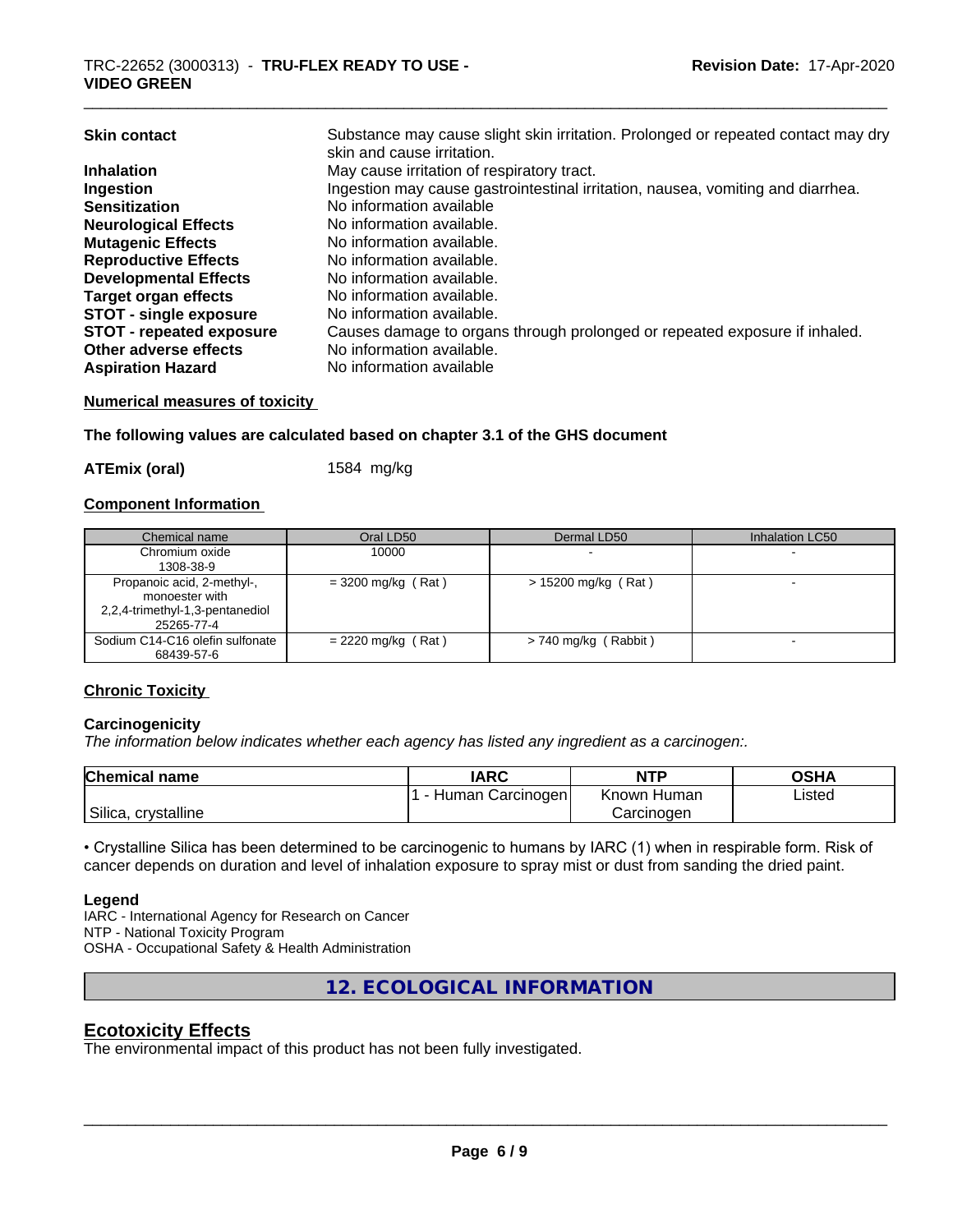| | |
|---|---|
| **Skin contact** | Substance may cause slight skin irritation. Prolonged or repeated contact may dry skin and cause irritation. |
| **Inhalation** | May cause irritation of respiratory tract. |
| **Ingestion** | Ingestion may cause gastrointestinal irritation, nausea, vomiting and diarrhea. |
| **Sensitization** | No information available |
| **Neurological Effects** | No information available. |
| **Mutagenic Effects** | No information available. |
| **Reproductive Effects** | No information available. |
| **Developmental Effects** | No information available. |
| **Target organ effects** | No information available. |
| **STOT - single exposure** | No information available. |
| **STOT - repeated exposure** | Causes damage to organs through prolonged or repeated exposure if inhaled. |
| **Other adverse effects** | No information available. |
| **Aspiration Hazard** | No information available |

**Numerical measures of toxicity**

**The following values are calculated based on chapter 3.1 of the GHS document**

**ATEmix (oral)** 1584 mg/kg

**Component Information**

| Chemical name | Oral LD50 | Dermal LD50 | Inhalation LC50 |
|---|---|---|---|
| Chromium oxide 1308-38-9 | 10000 | - | - |
| Propanoic acid, 2-methyl-, monoester with 2,2,4-trimethyl-1,3-pentanediol 25265-77-4 | = 3200 mg/kg ( Rat ) | > 15200 mg/kg ( Rat ) | - |
| Sodium C14-C16 olefin sulfonate 68439-57-6 | = 2220 mg/kg ( Rat ) | > 740 mg/kg ( Rabbit ) | - |

**Chronic Toxicity**

**Carcinogenicity**

*The information below indicates whether each agency has listed any ingredient as a carcinogen:.*

| Chemical name | IARC | NTP | OSHA |
|---|---|---|---|
| Silica, crystalline | 1 - Human Carcinogen | Known Human Carcinogen | Listed |

• Crystalline Silica has been determined to be carcinogenic to humans by IARC (1) when in respirable form. Risk of cancer depends on duration and level of inhalation exposure to spray mist or dust from sanding the dried paint.

**Legend**

IARC - International Agency for Research on Cancer
NTP - National Toxicity Program
OSHA - Occupational Safety & Health Administration

## 12. ECOLOGICAL INFORMATION

## Ecotoxicity Effects

The environmental impact of this product has not been fully investigated.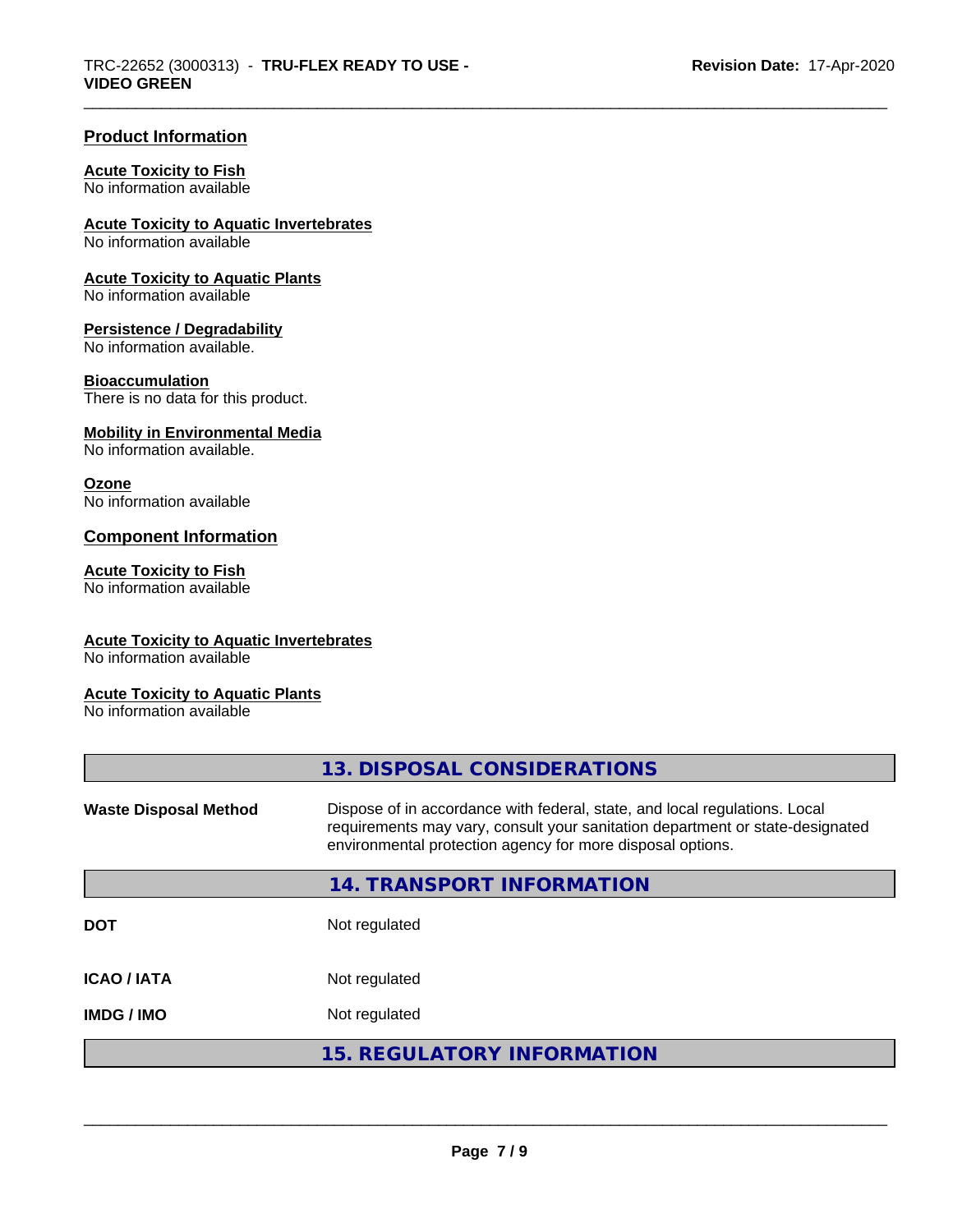### Product Information

**Acute Toxicity to Fish**
No information available

**Acute Toxicity to Aquatic Invertebrates**
No information available

**Acute Toxicity to Aquatic Plants**
No information available

**Persistence / Degradability**
No information available.

**Bioaccumulation**
There is no data for this product.

**Mobility in Environmental Media**
No information available.

**Ozone**
No information available

### Component Information

**Acute Toxicity to Fish**
No information available

**Acute Toxicity to Aquatic Invertebrates**
No information available

**Acute Toxicity to Aquatic Plants**
No information available

## 13. DISPOSAL CONSIDERATIONS

| | |
|---|---|
| **Waste Disposal Method** | Dispose of in accordance with federal, state, and local regulations. Local requirements may vary, consult your sanitation department or state-designated environmental protection agency for more disposal options. |

## 14. TRANSPORT INFORMATION

| | |
|---|---|
| **DOT** | Not regulated |
| **ICAO / IATA** | Not regulated |
| **IMDG / IMO** | Not regulated |

## 15. REGULATORY INFORMATION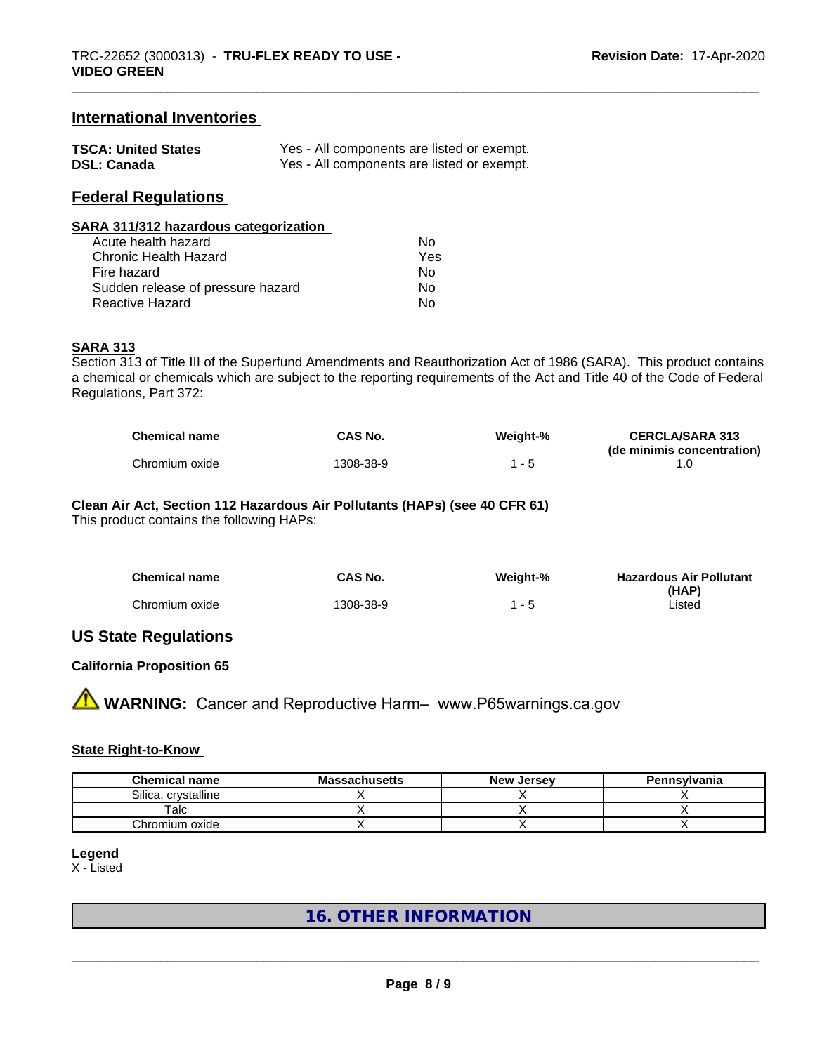## International Inventories

| | |
|---|---|
| **TSCA: United States** | Yes - All components are listed or exempt. |
| **DSL: Canada** | Yes - All components are listed or exempt. |

## Federal Regulations

### SARA 311/312 hazardous categorization

| | |
|---|---|
| Acute health hazard | No |
| Chronic Health Hazard | Yes |
| Fire hazard | No |
| Sudden release of pressure hazard | No |
| Reactive Hazard | No |

### SARA 313

Section 313 of Title III of the Superfund Amendments and Reauthorization Act of 1986 (SARA). This product contains a chemical or chemicals which are subject to the reporting requirements of the Act and Title 40 of the Code of Federal Regulations, Part 372:

| Chemical name | CAS No. | Weight-% | CERCLA/SARA 313 (de minimis concentration) |
|---|---|---|---|
| Chromium oxide | 1308-38-9 | 1 - 5 | 1.0 |

### Clean Air Act, Section 112 Hazardous Air Pollutants (HAPs) (see 40 CFR 61)

This product contains the following HAPs:

| Chemical name | CAS No. | Weight-% | Hazardous Air Pollutant (HAP) |
|---|---|---|---|
| Chromium oxide | 1308-38-9 | 1 - 5 | Listed |

## US State Regulations

### California Proposition 65

⚠ **WARNING:** Cancer and Reproductive Harm– www.P65warnings.ca.gov

### State Right-to-Know

| Chemical name | Massachusetts | New Jersey | Pennsylvania |
|---|---|---|---|
| Silica, crystalline | X | X | X |
| Talc | X | X | X |
| Chromium oxide | X | X | X |

**Legend**

X - Listed

## 16. OTHER INFORMATION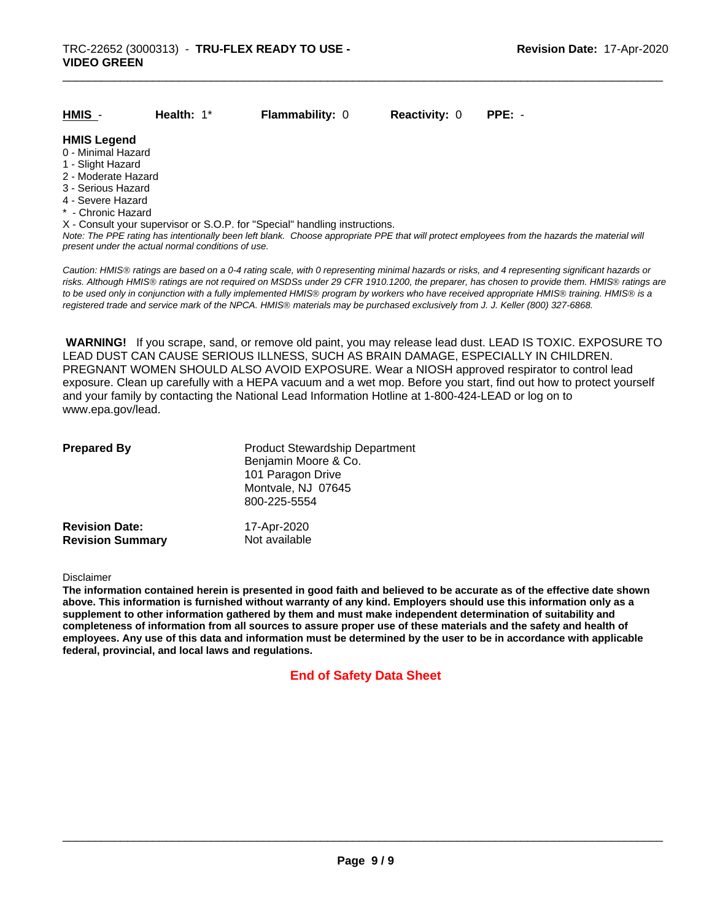**HMIS** - **Health:** 1* **Flammability:** 0 **Reactivity:** 0 **PPE:** -

**HMIS Legend**

0 - Minimal Hazard
1 - Slight Hazard
2 - Moderate Hazard
3 - Serious Hazard
4 - Severe Hazard
* - Chronic Hazard
X - Consult your supervisor or S.O.P. for "Special" handling instructions.

*Note: The PPE rating has intentionally been left blank. Choose appropriate PPE that will protect employees from the hazards the material will present under the actual normal conditions of use.*

*Caution: HMIS® ratings are based on a 0-4 rating scale, with 0 representing minimal hazards or risks, and 4 representing significant hazards or risks. Although HMIS® ratings are not required on MSDSs under 29 CFR 1910.1200, the preparer, has chosen to provide them. HMIS® ratings are to be used only in conjunction with a fully implemented HMIS® program by workers who have received appropriate HMIS® training. HMIS® is a registered trade and service mark of the NPCA. HMIS® materials may be purchased exclusively from J. J. Keller (800) 327-6868.*

**WARNING!** If you scrape, sand, or remove old paint, you may release lead dust. LEAD IS TOXIC. EXPOSURE TO LEAD DUST CAN CAUSE SERIOUS ILLNESS, SUCH AS BRAIN DAMAGE, ESPECIALLY IN CHILDREN. PREGNANT WOMEN SHOULD ALSO AVOID EXPOSURE. Wear a NIOSH approved respirator to control lead exposure. Clean up carefully with a HEPA vacuum and a wet mop. Before you start, find out how to protect yourself and your family by contacting the National Lead Information Hotline at 1-800-424-LEAD or log on to www.epa.gov/lead.

| | |
|---|---|
| **Prepared By** | Product Stewardship Department<br>Benjamin Moore & Co.<br>101 Paragon Drive<br>Montvale, NJ 07645<br>800-225-5554 |
| **Revision Date:** | 17-Apr-2020 |
| **Revision Summary** | Not available |

Disclaimer

**The information contained herein is presented in good faith and believed to be accurate as of the effective date shown above. This information is furnished without warranty of any kind. Employers should use this information only as a supplement to other information gathered by them and must make independent determination of suitability and completeness of information from all sources to assure proper use of these materials and the safety and health of employees. Any use of this data and information must be determined by the user to be in accordance with applicable federal, provincial, and local laws and regulations.**

**End of Safety Data Sheet**